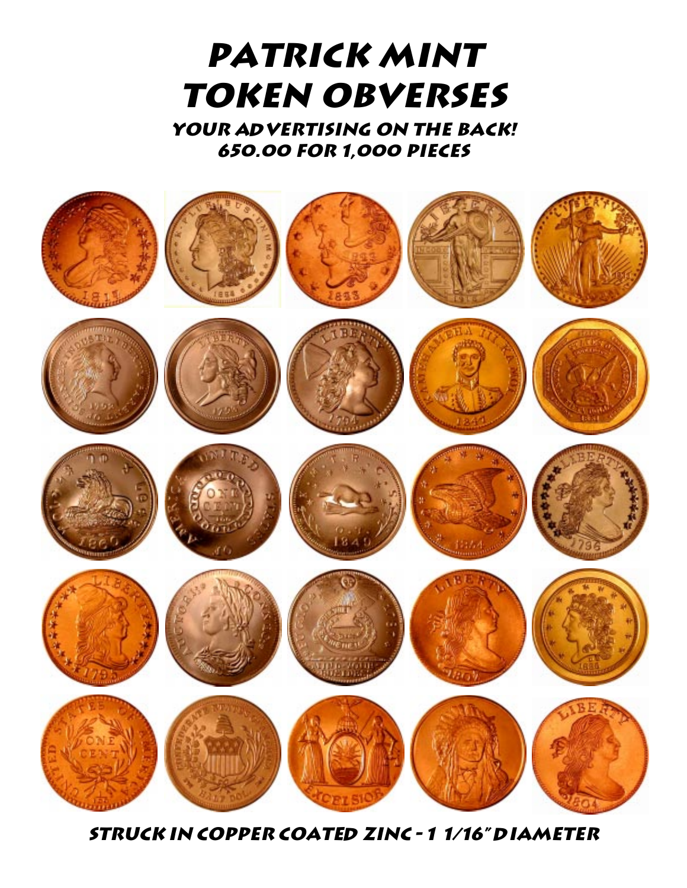# PATRICK MINT TOKEN OBVERSES

### YOUR ADVERTISING ON THE BACK!
### 650.00 FOR 1,000 PIECES

STRUCK IN COPPER COATED ZINC - 1 1/16" DIAMETER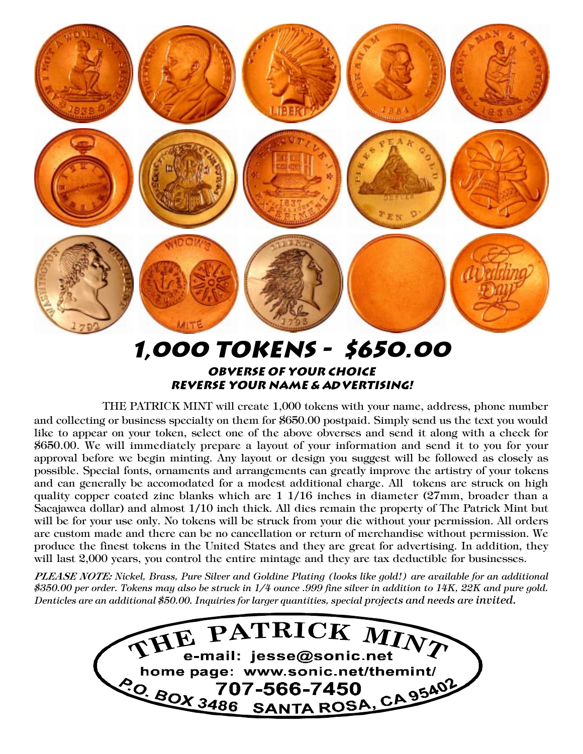# 1,000 TOKENS - $650.00

## OBVERSE OF YOUR CHOICE
## REVERSE YOUR NAME & ADVERTISING!

THE PATRICK MINT will create 1,000 tokens with your name, address, phone number and collecting or business specialty on them for $650.00 postpaid. Simply send us the text you would like to appear on your token, select one of the above obverses and send it along with a check for $650.00. We will immediately prepare a layout of your information and send it to you for your approval before we begin minting. Any layout or design you suggest will be followed as closely as possible. Special fonts, ornaments and arrangements can greatly improve the artistry of your tokens and can generally be accomodated for a modest additional charge. All tokens are struck on high quality copper coated zinc blanks which are 1 1/16 inches in diameter (27mm, broader than a Sacajawea dollar) and almost 1/10 inch thick. All dies remain the property of The Patrick Mint but will be for your use only. No tokens will be struck from your die without your permission. All orders are custom made and there can be no cancellation or return of merchandise without permission. We produce the finest tokens in the United States and they are great for advertising. In addition, they will last 2,000 years, you control the entire mintage and they are tax deductible for businesses.

***PLEASE NOTE:*** *Nickel, Brass, Pure Silver and Goldine Plating (looks like gold!) are available for an additional $350.00 per order. Tokens may also be struck in 1/4 ounce .999 fine silver in addition to 14K, 22K and pure gold. Denticles are an additional $50.00. Inquiries for larger quantities, special projects and needs are invited.*

**THE PATRICK MINT**
e-mail: jesse@sonic.net
home page: www.sonic.net/themint/
707-566-7450
P.O. BOX 3486 SANTA ROSA, CA 95402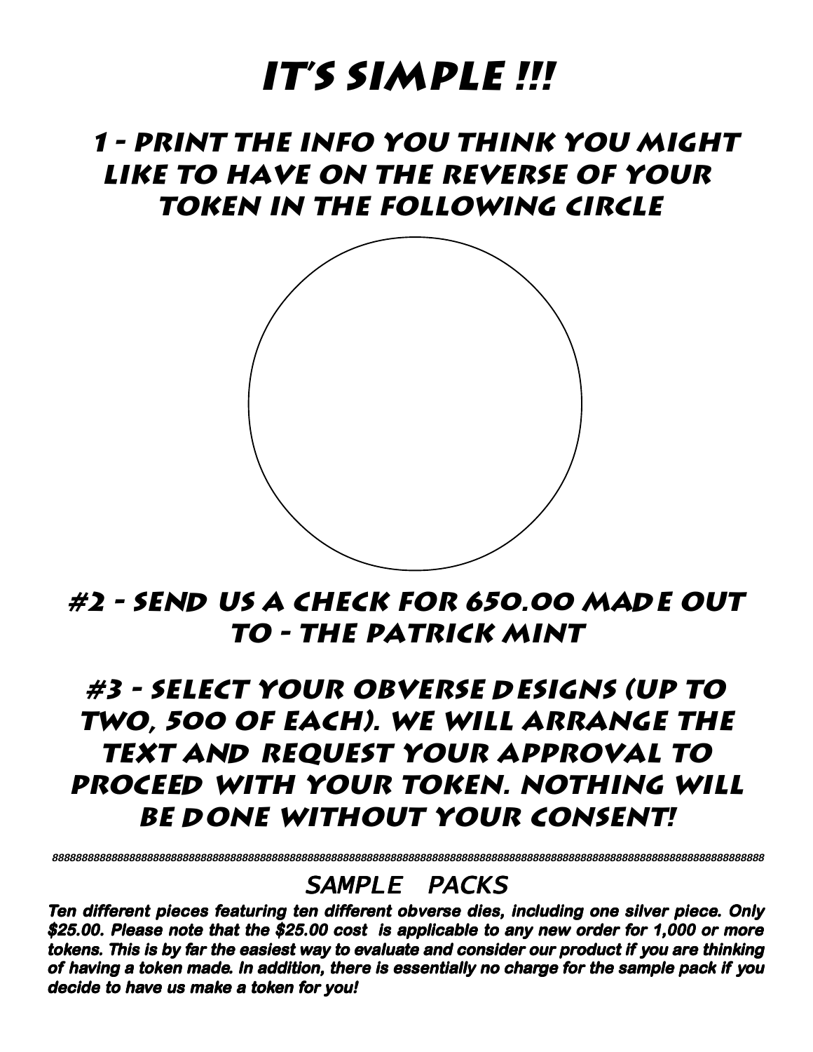# IT'S SIMPLE !!!

## 1 - PRINT THE INFO YOU THINK YOU MIGHT LIKE TO HAVE ON THE REVERSE OF YOUR TOKEN IN THE FOLLOWING CIRCLE

## #2 - SEND US A CHECK FOR 650.00 MADE OUT TO - THE PATRICK MINT

## #3 - SELECT YOUR OBVERSE DESIGNS (UP TO TWO, 500 OF EACH). WE WILL ARRANGE THE TEXT AND REQUEST YOUR APPROVAL TO PROCEED WITH YOUR TOKEN. NOTHING WILL BE DONE WITHOUT YOUR CONSENT!

8888888888888888888888888888888888888888888888888888888888888888888888888888888888888888888888888888888888888888888888888

## SAMPLE PACKS

***Ten different pieces featuring ten different obverse dies, including one silver piece. Only $25.00. Please note that the $25.00 cost is applicable to any new order for 1,000 or more tokens. This is by far the easiest way to evaluate and consider our product if you are thinking of having a token made. In addition, there is essentially no charge for the sample pack if you decide to have us make a token for you!***